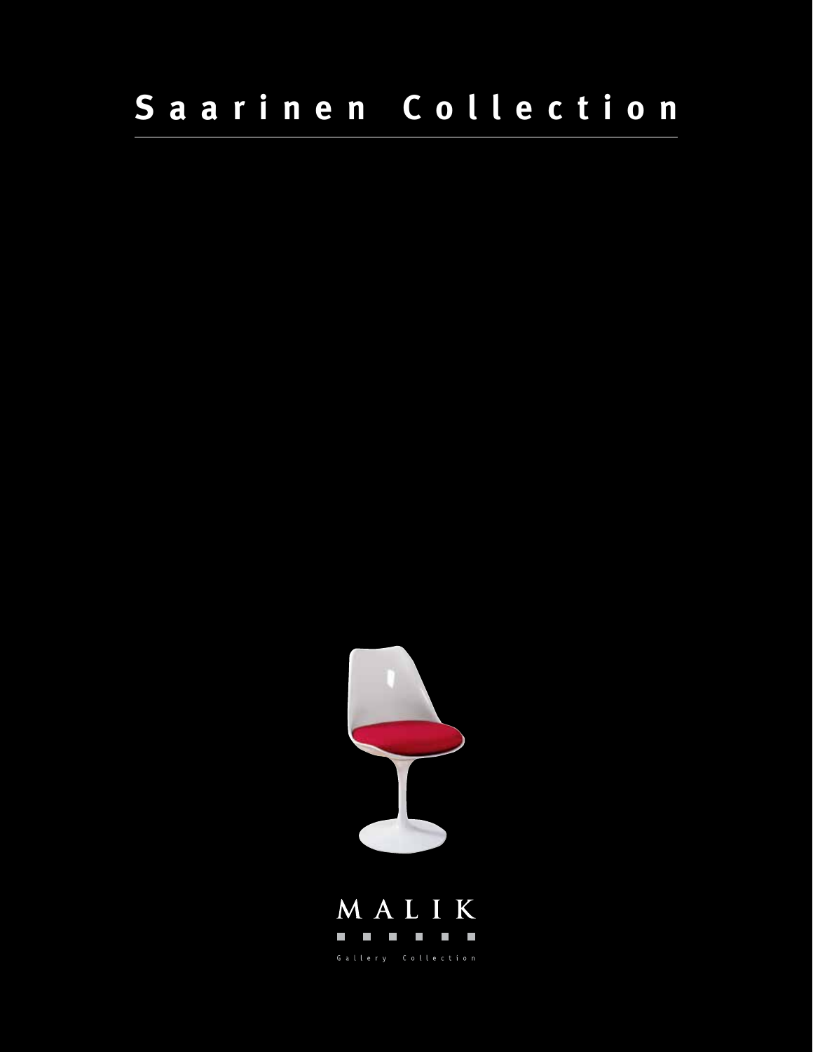# Saarinen Collection

MALIK

Gallery Collection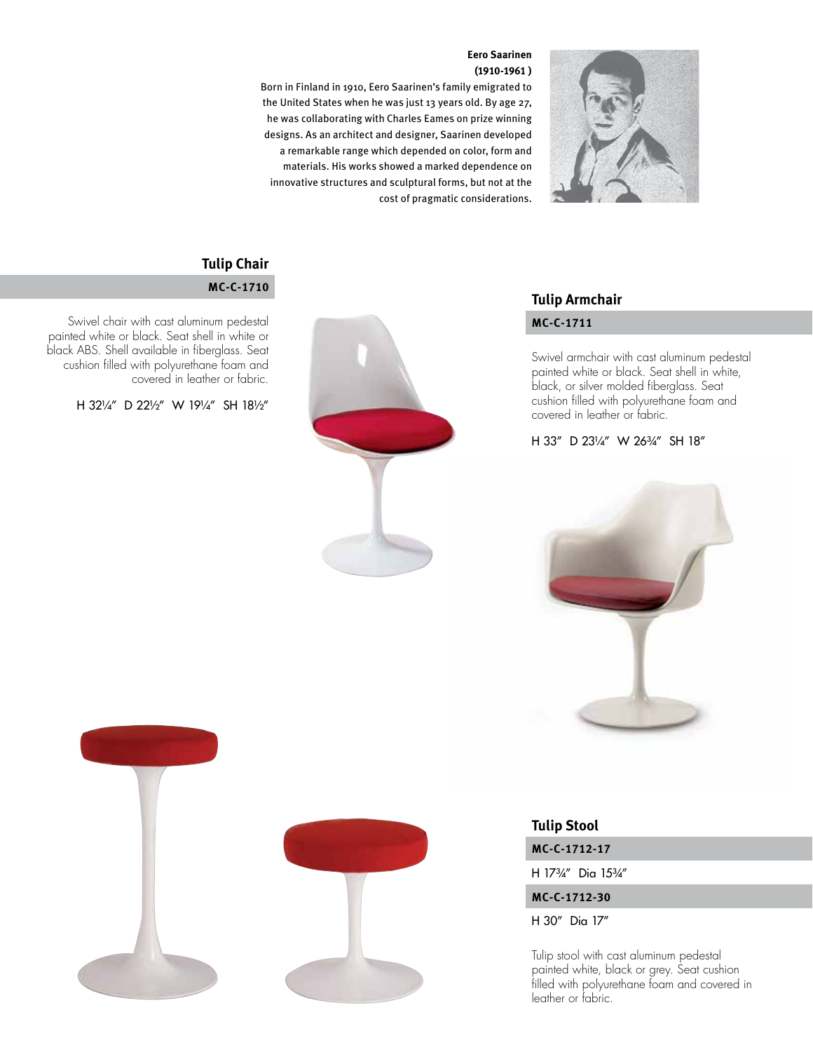**Eero Saarinen**
**(1910-1961 )**

Born in Finland in 1910, Eero Saarinen's family emigrated to the United States when he was just 13 years old. By age 27, he was collaborating with Charles Eames on prize winning designs. As an architect and designer, Saarinen developed a remarkable range which depended on color, form and materials. His works showed a marked dependence on innovative structures and sculptural forms, but not at the cost of pragmatic considerations.

## Tulip Chair

**MC-C-1710**

Swivel chair with cast aluminum pedestal painted white or black. Seat shell in white or black ABS. Shell available in fiberglass. Seat cushion filled with polyurethane foam and covered in leather or fabric.

H 32¼″ D 22½″ W 19¼″ SH 18½″

## Tulip Armchair

**MC-C-1711**

Swivel armchair with cast aluminum pedestal painted white or black. Seat shell in white, black, or silver molded fiberglass. Seat cushion filled with polyurethane foam and covered in leather or fabric.

H 33″ D 23¼″ W 26¾″ SH 18″

## Tulip Stool

**MC-C-1712-17**

H 17¾″ Dia 15¾″

**MC-C-1712-30**

H 30″ Dia 17″

Tulip stool with cast aluminum pedestal painted white, black or grey. Seat cushion filled with polyurethane foam and covered in leather or fabric.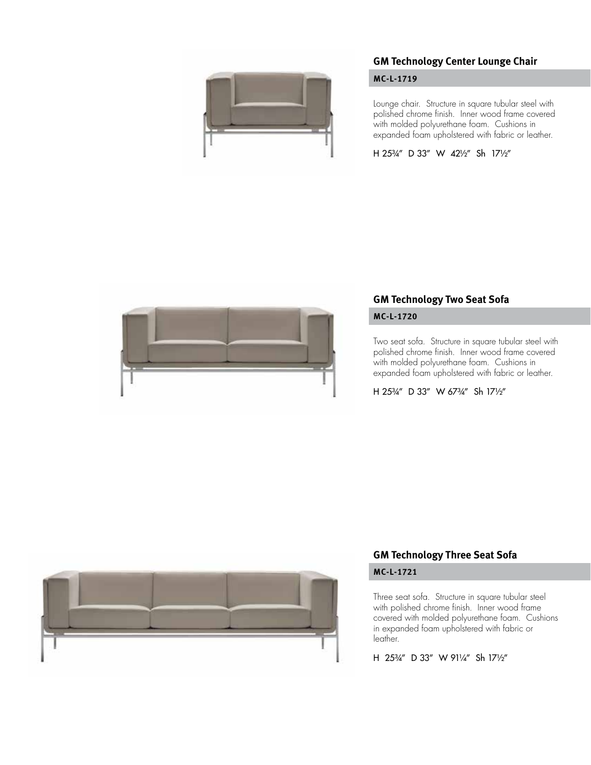## GM Technology Center Lounge Chair

**MC-L-1719**

Lounge chair. Structure in square tubular steel with polished chrome finish. Inner wood frame covered with molded polyurethane foam. Cushions in expanded foam upholstered with fabric or leather.

H 25¾″ D 33″ W 42½″ Sh 17½″

## GM Technology Two Seat Sofa

**MC-L-1720**

Two seat sofa. Structure in square tubular steel with polished chrome finish. Inner wood frame covered with molded polyurethane foam. Cushions in expanded foam upholstered with fabric or leather.

H 25¾″ D 33″ W 67¾″ Sh 17½″

## GM Technology Three Seat Sofa

**MC-L-1721**

Three seat sofa. Structure in square tubular steel with polished chrome finish. Inner wood frame covered with molded polyurethane foam. Cushions in expanded foam upholstered with fabric or leather.

H 25¾″ D 33″ W 91¼″ Sh 17½″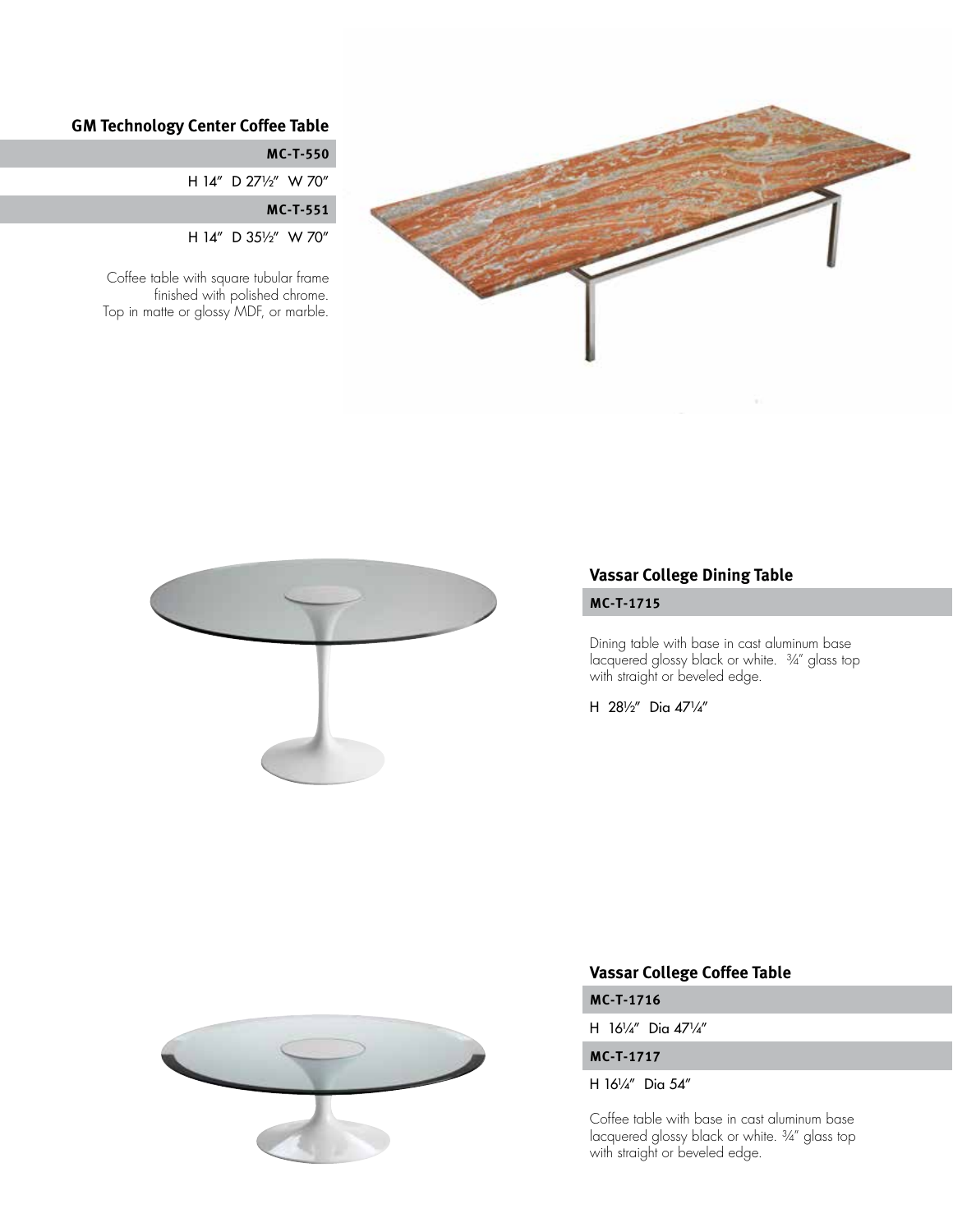## GM Technology Center Coffee Table

**MC-T-550**

H 14″ D 27½″ W 70″

**MC-T-551**

H 14″ D 35½″ W 70″

Coffee table with square tubular frame finished with polished chrome. Top in matte or glossy MDF, or marble.

## Vassar College Dining Table

**MC-T-1715**

Dining table with base in cast aluminum base lacquered glossy black or white. ¾″ glass top with straight or beveled edge.

H 28½″ Dia 47¼″

## Vassar College Coffee Table

**MC-T-1716**

H 16¼″ Dia 47¼″

**MC-T-1717**

H 16¼″ Dia 54″

Coffee table with base in cast aluminum base lacquered glossy black or white. ¾″ glass top with straight or beveled edge.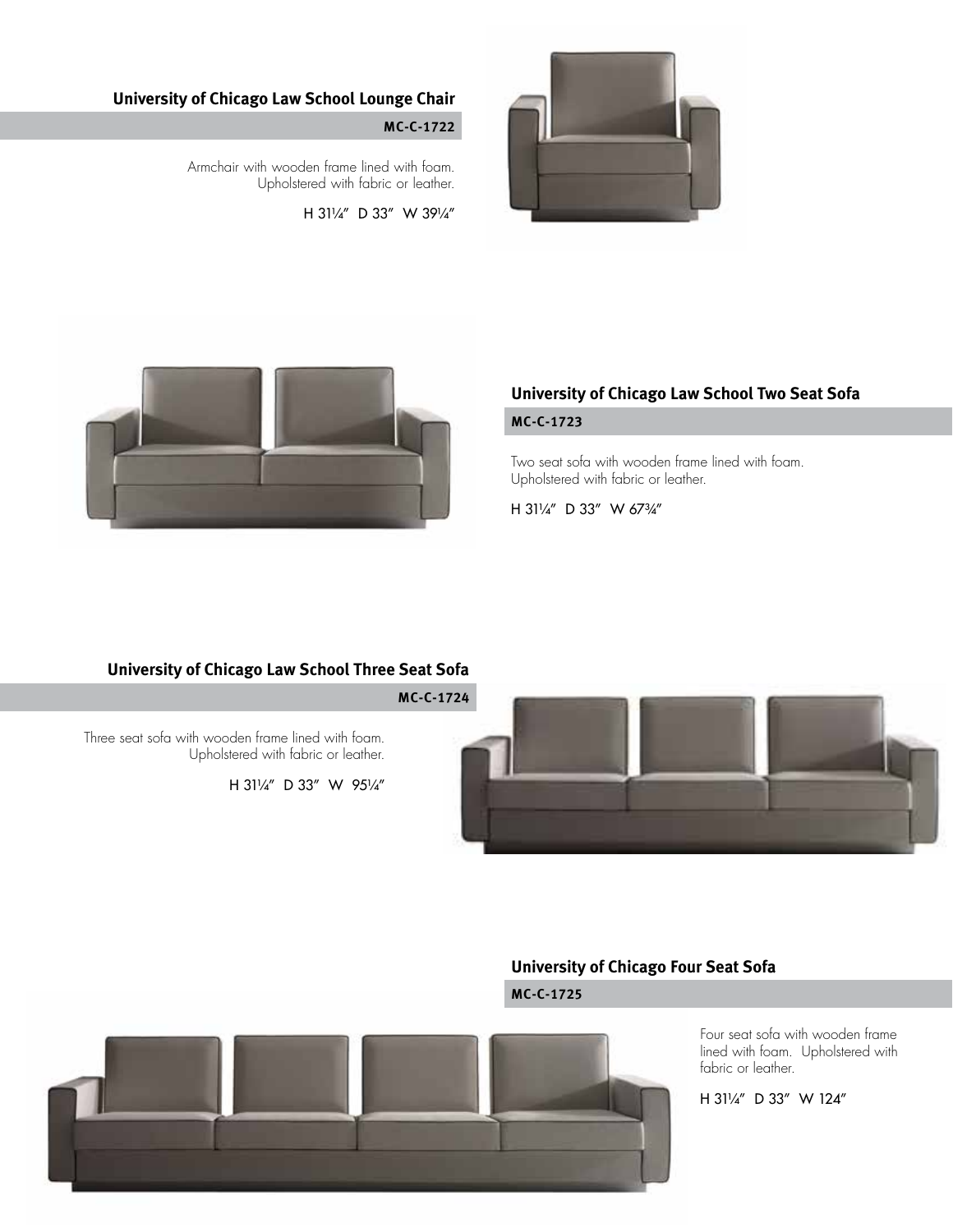### University of Chicago Law School Lounge Chair

**MC-C-1722**

Armchair with wooden frame lined with foam. Upholstered with fabric or leather.

H 31¼″ D 33″ W 39¼″

### University of Chicago Law School Two Seat Sofa

**MC-C-1723**

Two seat sofa with wooden frame lined with foam. Upholstered with fabric or leather.

H 31¼″ D 33″ W 67¾″

### University of Chicago Law School Three Seat Sofa

**MC-C-1724**

Three seat sofa with wooden frame lined with foam. Upholstered with fabric or leather.

H 31¼″ D 33″ W 95¼″

### University of Chicago Four Seat Sofa

**MC-C-1725**

Four seat sofa with wooden frame lined with foam. Upholstered with fabric or leather.

H 31¼″ D 33″ W 124″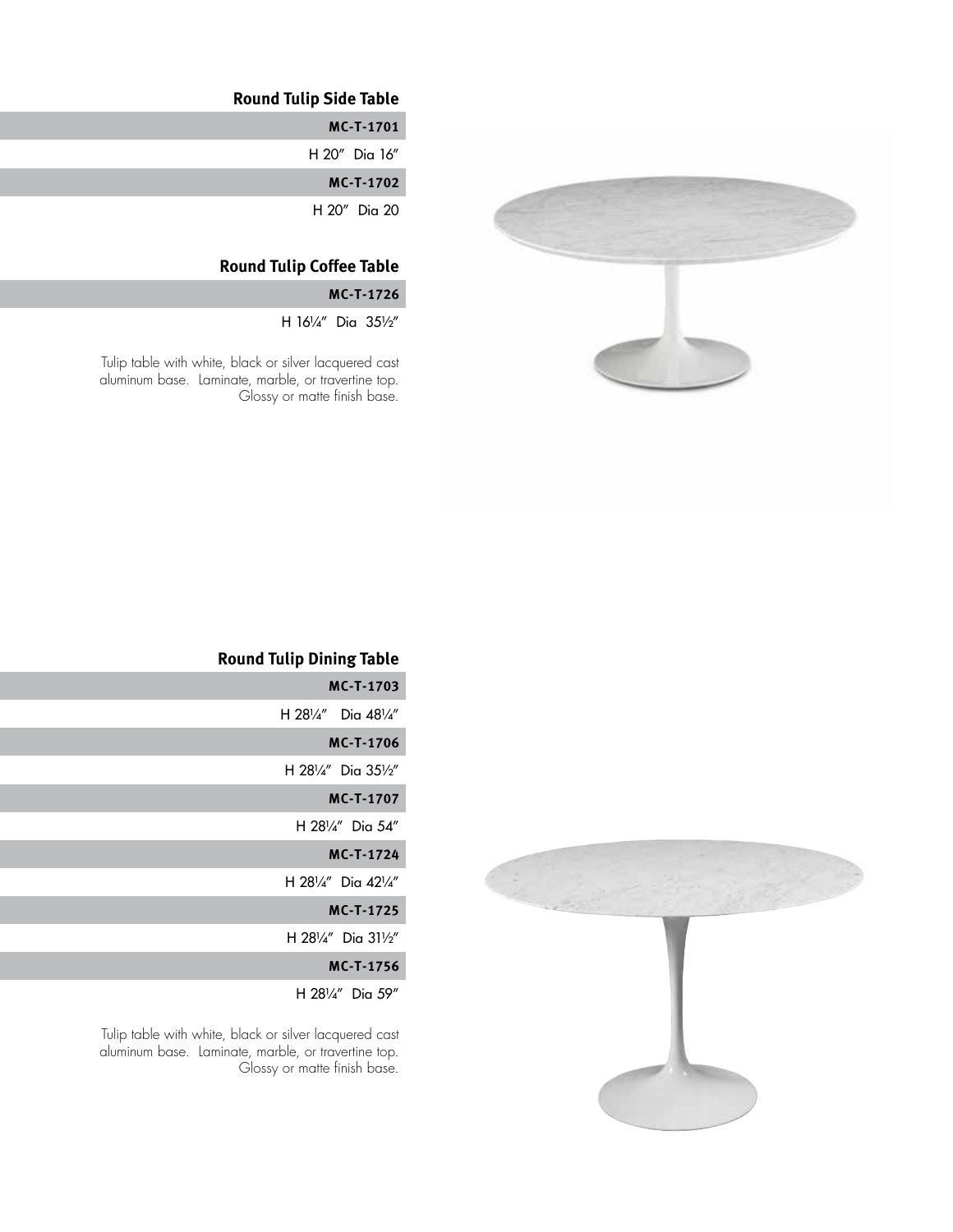## Round Tulip Side Table

**MC-T-1701**

H 20″ Dia 16″

**MC-T-1702**

H 20″ Dia 20

## Round Tulip Coffee Table

**MC-T-1726**

H 16¼″ Dia 35½″

Tulip table with white, black or silver lacquered cast aluminum base. Laminate, marble, or travertine top. Glossy or matte finish base.

## Round Tulip Dining Table

**MC-T-1703**

H 28¼″ Dia 48¼″

**MC-T-1706**

H 28¼″ Dia 35½″

**MC-T-1707**

H 28¼″ Dia 54″

**MC-T-1724**

H 28¼″ Dia 42¼″

**MC-T-1725**

H 28¼″ Dia 31½″

**MC-T-1756**

H 28¼″ Dia 59″

Tulip table with white, black or silver lacquered cast aluminum base. Laminate, marble, or travertine top. Glossy or matte finish base.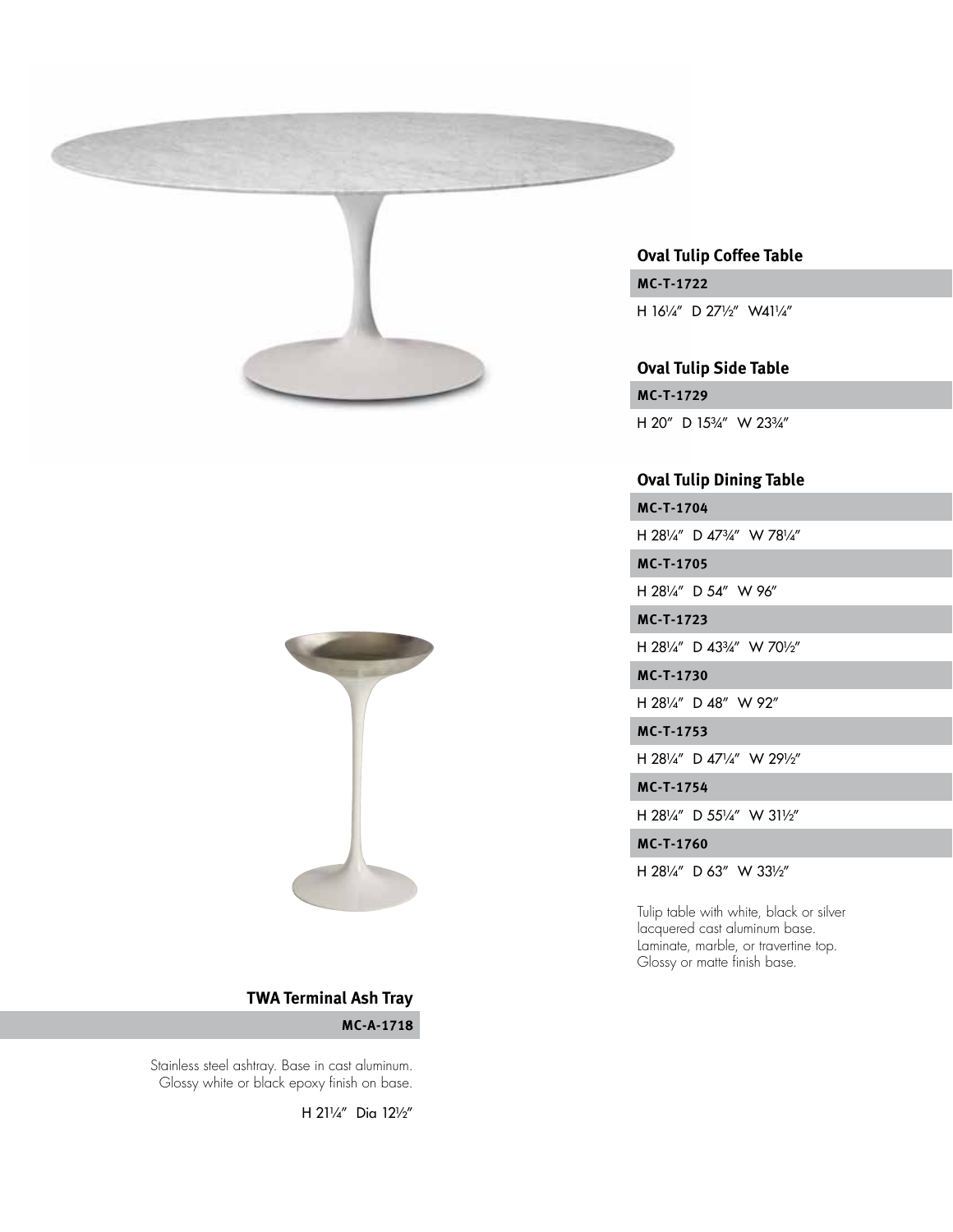### Oval Tulip Coffee Table

**MC-T-1722**

H 16¼″ D 27½″ W41¼″

### Oval Tulip Side Table

**MC-T-1729**

H 20″ D 15¾″ W 23¾″

### Oval Tulip Dining Table

**MC-T-1704**

H 28¼″ D 47¾″ W 78¼″

**MC-T-1705**

H 28¼″ D 54″ W 96″

**MC-T-1723**

H 28¼″ D 43¾″ W 70½″

**MC-T-1730**

H 28¼″ D 48″ W 92″

**MC-T-1753**

H 28¼″ D 47¼″ W 29½″

**MC-T-1754**

H 28¼″ D 55¼″ W 31½″

**MC-T-1760**

H 28¼″ D 63″ W 33½″

Tulip table with white, black or silver lacquered cast aluminum base. Laminate, marble, or travertine top. Glossy or matte finish base.

### TWA Terminal Ash Tray

**MC-A-1718**

Stainless steel ashtray. Base in cast aluminum. Glossy white or black epoxy finish on base.

H 21¼″ Dia 12½″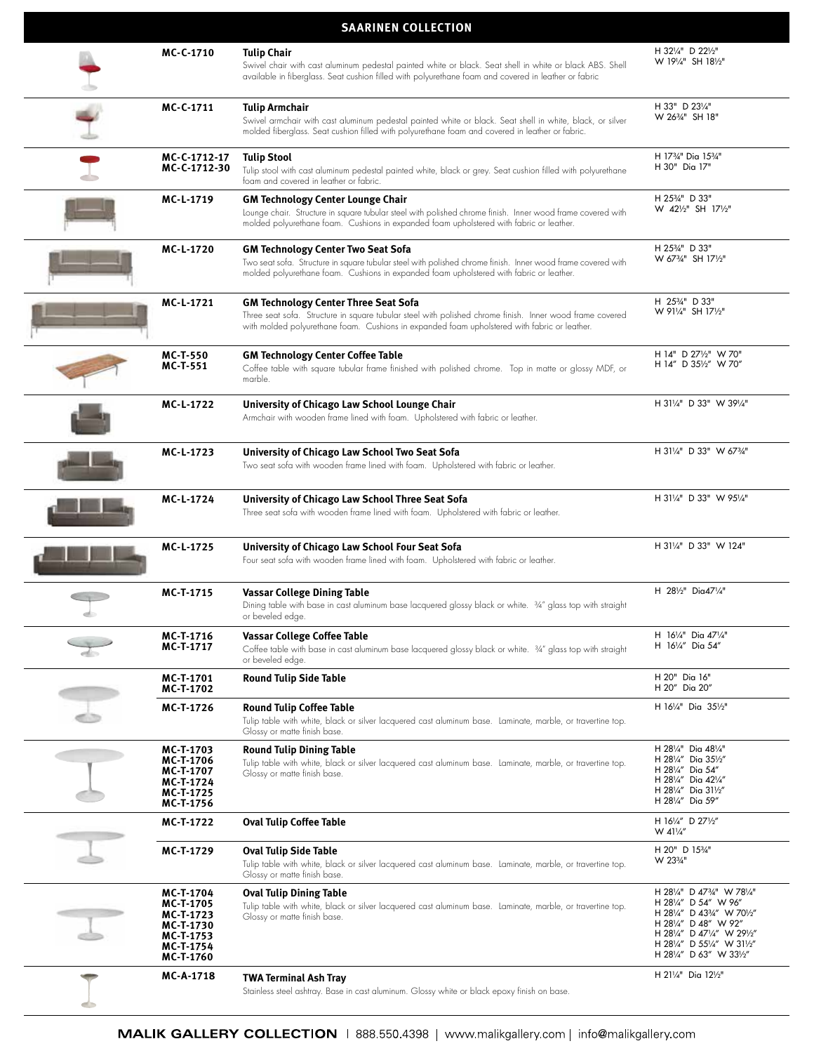# SAARINEN COLLECTION

| | | |
|---|---|---|
| **MC-C-1710** | **Tulip Chair**<br>Swivel chair with cast aluminum pedestal painted white or black. Seat shell in white or black ABS. Shell available in fiberglass. Seat cushion filled with polyurethane foam and covered in leather or fabric | H 32¼" D 22½"<br>W 19¼" SH 18½" |
| **MC-C-1711** | **Tulip Armchair**<br>Swivel armchair with cast aluminum pedestal painted white or black. Seat shell in white, black, or silver molded fiberglass. Seat cushion filled with polyurethane foam and covered in leather or fabric. | H 33" D 23¼"<br>W 26¾" SH 18" |
| **MC-C-1712-17**<br>**MC-C-1712-30** | **Tulip Stool**<br>Tulip stool with cast aluminum pedestal painted white, black or grey. Seat cushion filled with polyurethane foam and covered in leather or fabric. | H 17¾" Dia 15¾"<br>H 30" Dia 17" |
| **MC-L-1719** | **GM Technology Center Lounge Chair**<br>Lounge chair. Structure in square tubular steel with polished chrome finish. Inner wood frame covered with molded polyurethane foam. Cushions in expanded foam upholstered with fabric or leather. | H 25¾" D 33"<br>W 42½" SH 17½" |
| **MC-L-1720** | **GM Technology Center Two Seat Sofa**<br>Two seat sofa. Structure in square tubular steel with polished chrome finish. Inner wood frame covered with molded polyurethane foam. Cushions in expanded foam upholstered with fabric or leather. | H 25¾" D 33"<br>W 67¾" SH 17½" |
| **MC-L-1721** | **GM Technology Center Three Seat Sofa**<br>Three seat sofa. Structure in square tubular steel with polished chrome finish. Inner wood frame covered with molded polyurethane foam. Cushions in expanded foam upholstered with fabric or leather. | H 25¾" D 33"<br>W 91¼" SH 17½" |
| **MC-T-550**<br>**MC-T-551** | **GM Technology Center Coffee Table**<br>Coffee table with square tubular frame finished with polished chrome. Top in matte or glossy MDF, or marble. | H 14" D 27½" W 70"<br>H 14" D 35½" W 70" |
| **MC-L-1722** | **University of Chicago Law School Lounge Chair**<br>Armchair with wooden frame lined with foam. Upholstered with fabric or leather. | H 31¼" D 33" W 39¼" |
| **MC-L-1723** | **University of Chicago Law School Two Seat Sofa**<br>Two seat sofa with wooden frame lined with foam. Upholstered with fabric or leather. | H 31¼" D 33" W 67¾" |
| **MC-L-1724** | **University of Chicago Law School Three Seat Sofa**<br>Three seat sofa with wooden frame lined with foam. Upholstered with fabric or leather. | H 31¼" D 33" W 95¼" |
| **MC-L-1725** | **University of Chicago Law School Four Seat Sofa**<br>Four seat sofa with wooden frame lined with foam. Upholstered with fabric or leather. | H 31¼" D 33" W 124" |
| **MC-T-1715** | **Vassar College Dining Table**<br>Dining table with base in cast aluminum base lacquered glossy black or white. ¾" glass top with straight or beveled edge. | H 28½" Dia47¼" |
| **MC-T-1716**<br>**MC-T-1717** | **Vassar College Coffee Table**<br>Coffee table with base in cast aluminum base lacquered glossy black or white. ¾" glass top with straight or beveled edge. | H 16¼" Dia 47¼"<br>H 16¼" Dia 54" |
| **MC-T-1701**<br>**MC-T-1702** | **Round Tulip Side Table** | H 20" Dia 16"<br>H 20" Dia 20" |
| **MC-T-1726** | **Round Tulip Coffee Table**<br>Tulip table with white, black or silver lacquered cast aluminum base. Laminate, marble, or travertine top. Glossy or matte finish base. | H 16¼" Dia 35½" |
| **MC-T-1703**<br>**MC-T-1706**<br>**MC-T-1707**<br>**MC-T-1724**<br>**MC-T-1725**<br>**MC-T-1756** | **Round Tulip Dining Table**<br>Tulip table with white, black or silver lacquered cast aluminum base. Laminate, marble, or travertine top. Glossy or matte finish base. | H 28¼" Dia 48¼"<br>H 28¼" Dia 35½"<br>H 28¼" Dia 54"<br>H 28¼" Dia 42¼"<br>H 28¼" Dia 31½"<br>H 28¼" Dia 59" |
| **MC-T-1722** | **Oval Tulip Coffee Table** | H 16¼" D 27½"<br>W 41¼" |
| **MC-T-1729** | **Oval Tulip Side Table**<br>Tulip table with white, black or silver lacquered cast aluminum base. Laminate, marble, or travertine top. Glossy or matte finish base. | H 20" D 15¾"<br>W 23¾" |
| **MC-T-1704**<br>**MC-T-1705**<br>**MC-T-1723**<br>**MC-T-1730**<br>**MC-T-1753**<br>**MC-T-1754**<br>**MC-T-1760** | **Oval Tulip Dining Table**<br>Tulip table with white, black or silver lacquered cast aluminum base. Laminate, marble, or travertine top. Glossy or matte finish base. | H 28¼" D 47¾" W 78¼"<br>H 28¼" D 54" W 96"<br>H 28¼" D 43¾" W 70½"<br>H 28¼" D 48" W 92"<br>H 28¼" D 47¼" W 29½"<br>H 28¼" D 55¼" W 31½"<br>H 28¼" D 63" W 33½" |
| **MC-A-1718** | **TWA Terminal Ash Tray**<br>Stainless steel ashtray. Base in cast aluminum. Glossy white or black epoxy finish on base. | H 21¼" Dia 12½" |

**MALIK GALLERY COLLECTION** | 888.550.4398 | www.malikgallery.com | info@malikgallery.com